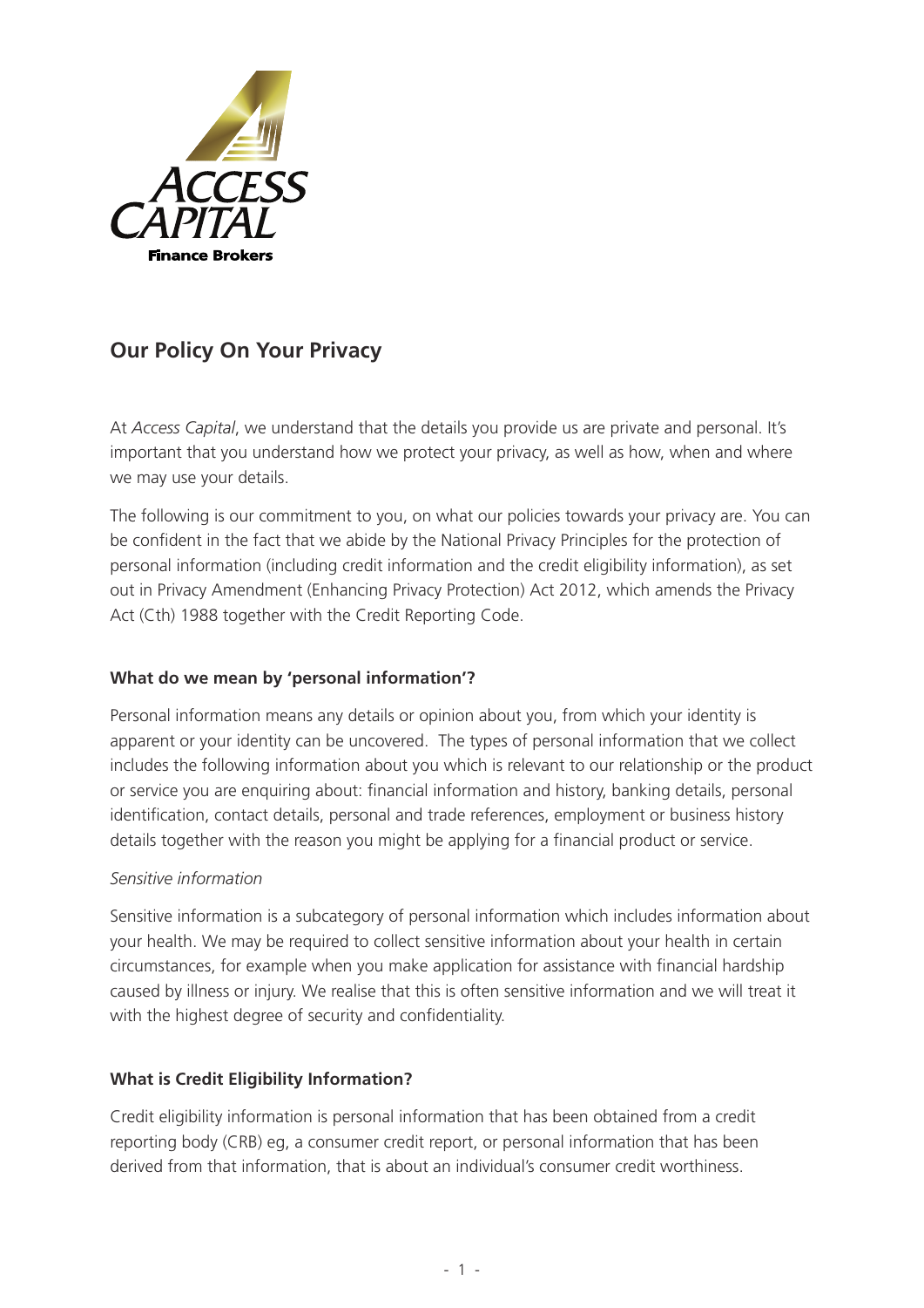ACCESS CAPITAL
Finance Brokers

## Our Policy On Your Privacy

At *Access Capital*, we understand that the details you provide us are private and personal. It's important that you understand how we protect your privacy, as well as how, when and where we may use your details.

The following is our commitment to you, on what our policies towards your privacy are. You can be confident in the fact that we abide by the National Privacy Principles for the protection of personal information (including credit information and the credit eligibility information), as set out in Privacy Amendment (Enhancing Privacy Protection) Act 2012, which amends the Privacy Act (Cth) 1988 together with the Credit Reporting Code.

### What do we mean by 'personal information'?

Personal information means any details or opinion about you, from which your identity is apparent or your identity can be uncovered. The types of personal information that we collect includes the following information about you which is relevant to our relationship or the product or service you are enquiring about: financial information and history, banking details, personal identification, contact details, personal and trade references, employment or business history details together with the reason you might be applying for a financial product or service.

*Sensitive information*

Sensitive information is a subcategory of personal information which includes information about your health. We may be required to collect sensitive information about your health in certain circumstances, for example when you make application for assistance with financial hardship caused by illness or injury. We realise that this is often sensitive information and we will treat it with the highest degree of security and confidentiality.

### What is Credit Eligibility Information?

Credit eligibility information is personal information that has been obtained from a credit reporting body (CRB) eg, a consumer credit report, or personal information that has been derived from that information, that is about an individual's consumer credit worthiness.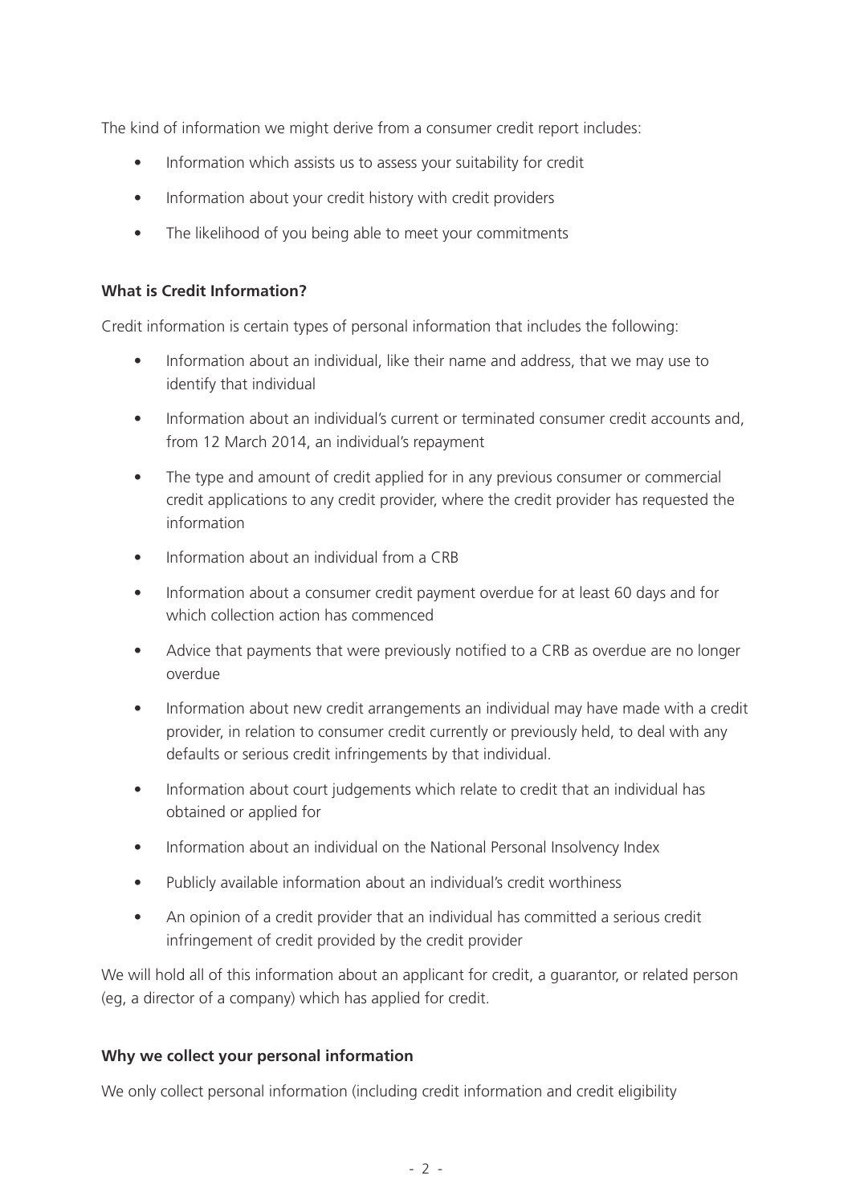The kind of information we might derive from a consumer credit report includes:

- Information which assists us to assess your suitability for credit
- Information about your credit history with credit providers
- The likelihood of you being able to meet your commitments

**What is Credit Information?**

Credit information is certain types of personal information that includes the following:

- Information about an individual, like their name and address, that we may use to identify that individual
- Information about an individual's current or terminated consumer credit accounts and, from 12 March 2014, an individual's repayment
- The type and amount of credit applied for in any previous consumer or commercial credit applications to any credit provider, where the credit provider has requested the information
- Information about an individual from a CRB
- Information about a consumer credit payment overdue for at least 60 days and for which collection action has commenced
- Advice that payments that were previously notified to a CRB as overdue are no longer overdue
- Information about new credit arrangements an individual may have made with a credit provider, in relation to consumer credit currently or previously held, to deal with any defaults or serious credit infringements by that individual.
- Information about court judgements which relate to credit that an individual has obtained or applied for
- Information about an individual on the National Personal Insolvency Index
- Publicly available information about an individual's credit worthiness
- An opinion of a credit provider that an individual has committed a serious credit infringement of credit provided by the credit provider

We will hold all of this information about an applicant for credit, a guarantor, or related person (eg, a director of a company) which has applied for credit.

**Why we collect your personal information**

We only collect personal information (including credit information and credit eligibility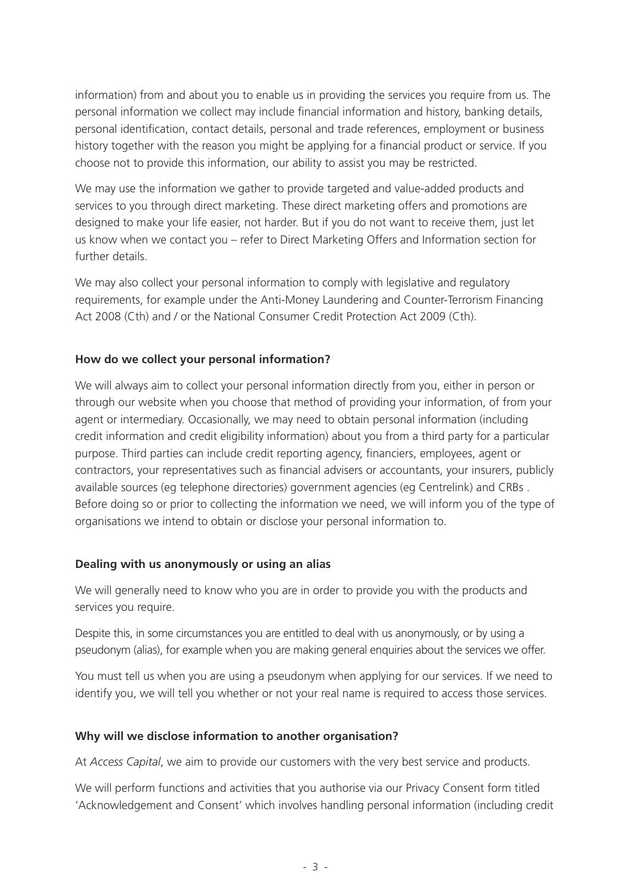information) from and about you to enable us in providing the services you require from us. The personal information we collect may include financial information and history, banking details, personal identification, contact details, personal and trade references, employment or business history together with the reason you might be applying for a financial product or service. If you choose not to provide this information, our ability to assist you may be restricted.

We may use the information we gather to provide targeted and value-added products and services to you through direct marketing. These direct marketing offers and promotions are designed to make your life easier, not harder. But if you do not want to receive them, just let us know when we contact you – refer to Direct Marketing Offers and Information section for further details.

We may also collect your personal information to comply with legislative and regulatory requirements, for example under the Anti-Money Laundering and Counter-Terrorism Financing Act 2008 (Cth) and / or the National Consumer Credit Protection Act 2009 (Cth).

**How do we collect your personal information?**

We will always aim to collect your personal information directly from you, either in person or through our website when you choose that method of providing your information, of from your agent or intermediary. Occasionally, we may need to obtain personal information (including credit information and credit eligibility information) about you from a third party for a particular purpose. Third parties can include credit reporting agency, financiers, employees, agent or contractors, your representatives such as financial advisers or accountants, your insurers, publicly available sources (eg telephone directories) government agencies (eg Centrelink) and CRBs . Before doing so or prior to collecting the information we need, we will inform you of the type of organisations we intend to obtain or disclose your personal information to.

**Dealing with us anonymously or using an alias**

We will generally need to know who you are in order to provide you with the products and services you require.

Despite this, in some circumstances you are entitled to deal with us anonymously, or by using a pseudonym (alias), for example when you are making general enquiries about the services we offer.

You must tell us when you are using a pseudonym when applying for our services. If we need to identify you, we will tell you whether or not your real name is required to access those services.

**Why will we disclose information to another organisation?**

At *Access Capital*, we aim to provide our customers with the very best service and products.

We will perform functions and activities that you authorise via our Privacy Consent form titled 'Acknowledgement and Consent' which involves handling personal information (including credit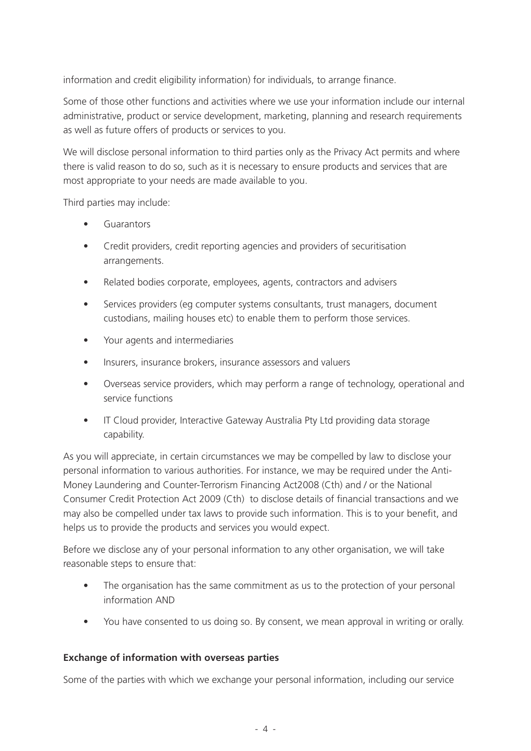information and credit eligibility information) for individuals, to arrange finance.

Some of those other functions and activities where we use your information include our internal administrative, product or service development, marketing, planning and research requirements as well as future offers of products or services to you.

We will disclose personal information to third parties only as the Privacy Act permits and where there is valid reason to do so, such as it is necessary to ensure products and services that are most appropriate to your needs are made available to you.

Third parties may include:

- Guarantors
- Credit providers, credit reporting agencies and providers of securitisation arrangements.
- Related bodies corporate, employees, agents, contractors and advisers
- Services providers (eg computer systems consultants, trust managers, document custodians, mailing houses etc) to enable them to perform those services.
- Your agents and intermediaries
- Insurers, insurance brokers, insurance assessors and valuers
- Overseas service providers, which may perform a range of technology, operational and service functions
- IT Cloud provider, Interactive Gateway Australia Pty Ltd providing data storage capability.

As you will appreciate, in certain circumstances we may be compelled by law to disclose your personal information to various authorities. For instance, we may be required under the Anti-Money Laundering and Counter-Terrorism Financing Act2008 (Cth) and / or the National Consumer Credit Protection Act 2009 (Cth) to disclose details of financial transactions and we may also be compelled under tax laws to provide such information. This is to your benefit, and helps us to provide the products and services you would expect.

Before we disclose any of your personal information to any other organisation, we will take reasonable steps to ensure that:

- The organisation has the same commitment as us to the protection of your personal information AND
- You have consented to us doing so. By consent, we mean approval in writing or orally.

**Exchange of information with overseas parties**

Some of the parties with which we exchange your personal information, including our service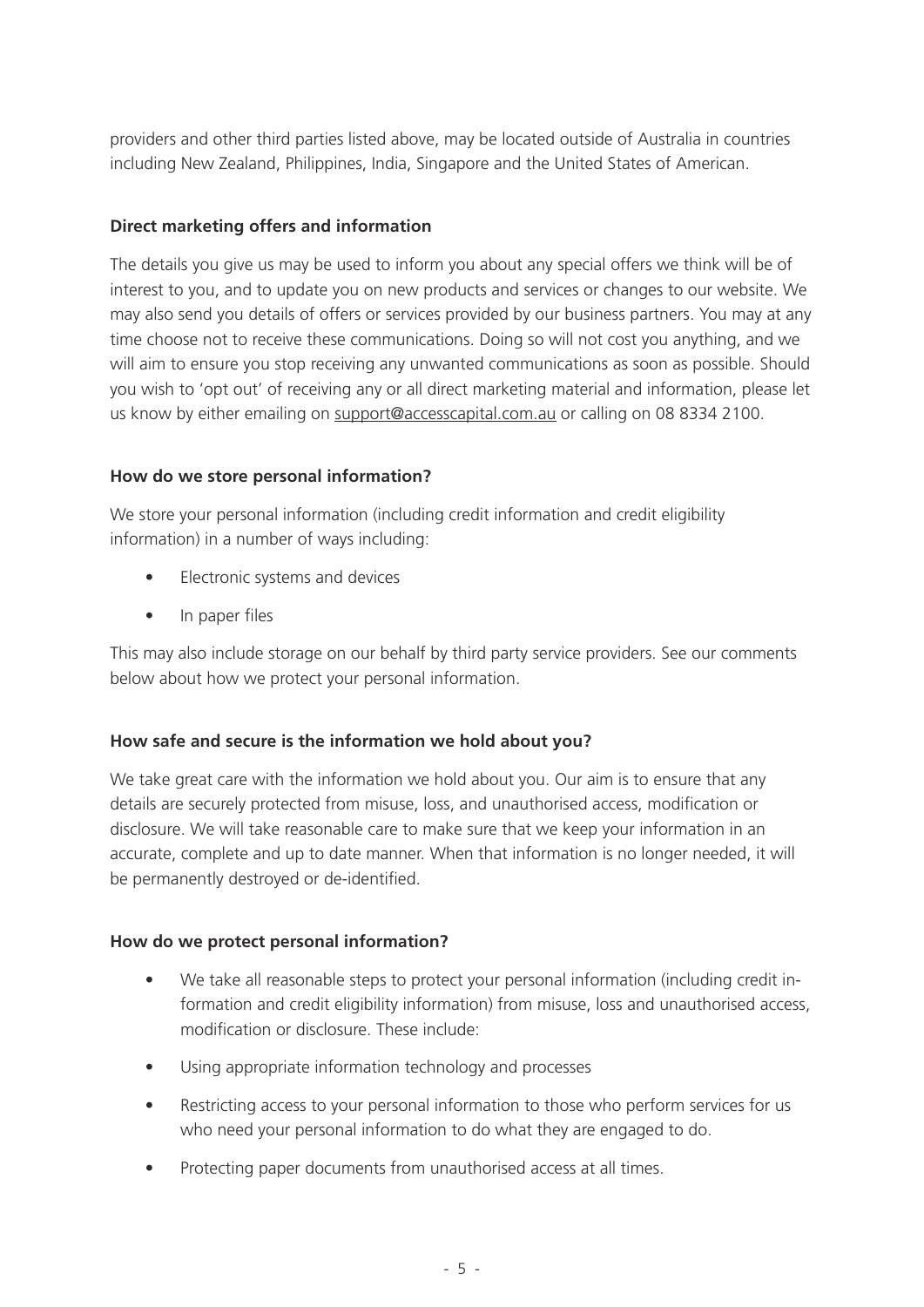providers and other third parties listed above, may be located outside of Australia in countries including New Zealand, Philippines, India, Singapore and the United States of American.

**Direct marketing offers and information**

The details you give us may be used to inform you about any special offers we think will be of interest to you, and to update you on new products and services or changes to our website. We may also send you details of offers or services provided by our business partners. You may at any time choose not to receive these communications. Doing so will not cost you anything, and we will aim to ensure you stop receiving any unwanted communications as soon as possible. Should you wish to 'opt out' of receiving any or all direct marketing material and information, please let us know by either emailing on support@accesscapital.com.au or calling on 08 8334 2100.

**How do we store personal information?**

We store your personal information (including credit information and credit eligibility information) in a number of ways including:

- Electronic systems and devices
- In paper files

This may also include storage on our behalf by third party service providers. See our comments below about how we protect your personal information.

**How safe and secure is the information we hold about you?**

We take great care with the information we hold about you. Our aim is to ensure that any details are securely protected from misuse, loss, and unauthorised access, modification or disclosure. We will take reasonable care to make sure that we keep your information in an accurate, complete and up to date manner. When that information is no longer needed, it will be permanently destroyed or de-identified.

**How do we protect personal information?**

- We take all reasonable steps to protect your personal information (including credit information and credit eligibility information) from misuse, loss and unauthorised access, modification or disclosure. These include:
- Using appropriate information technology and processes
- Restricting access to your personal information to those who perform services for us who need your personal information to do what they are engaged to do.
- Protecting paper documents from unauthorised access at all times.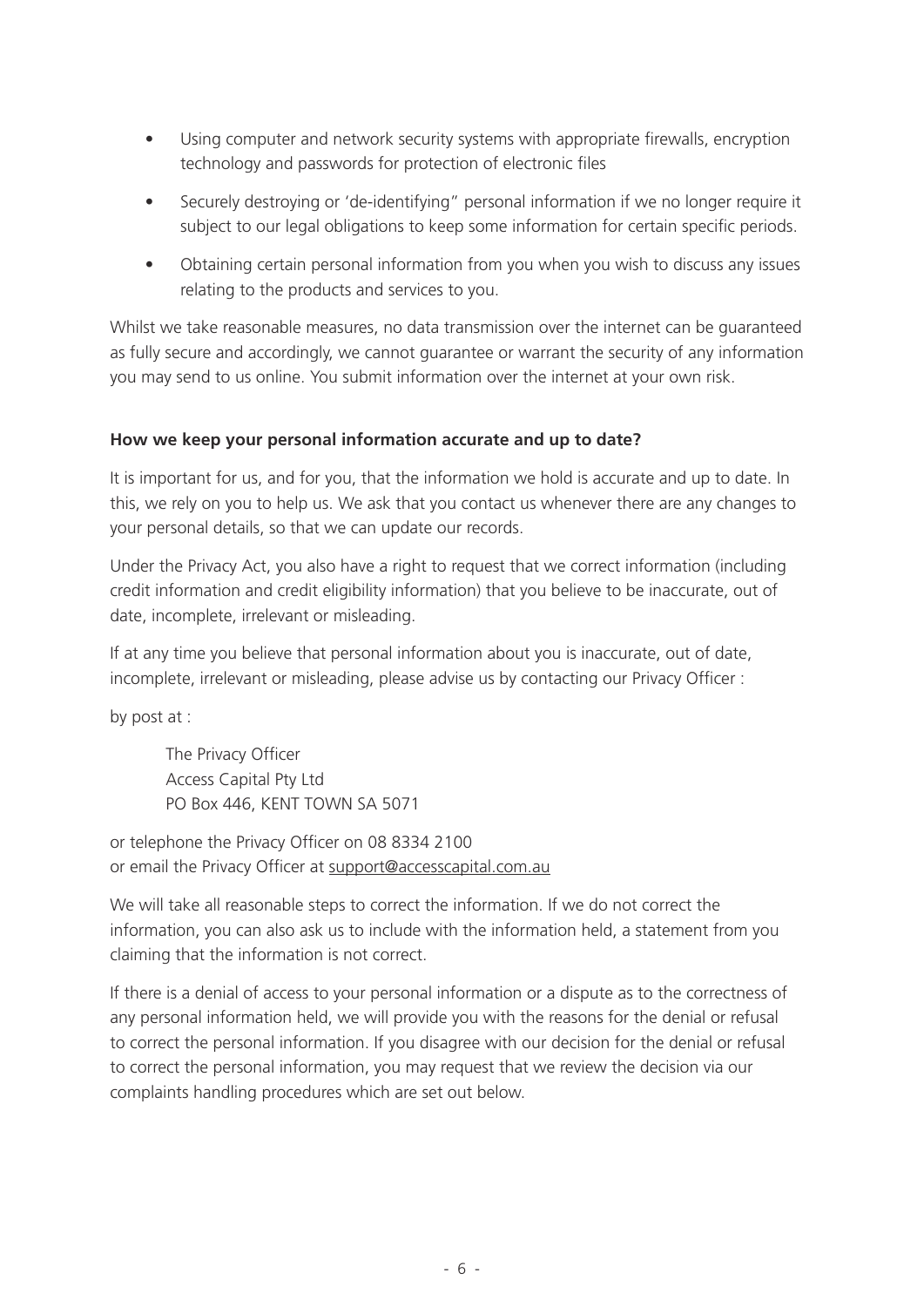- Using computer and network security systems with appropriate firewalls, encryption technology and passwords for protection of electronic files
- Securely destroying or 'de-identifying" personal information if we no longer require it subject to our legal obligations to keep some information for certain specific periods.
- Obtaining certain personal information from you when you wish to discuss any issues relating to the products and services to you.

Whilst we take reasonable measures, no data transmission over the internet can be guaranteed as fully secure and accordingly, we cannot guarantee or warrant the security of any information you may send to us online. You submit information over the internet at your own risk.

**How we keep your personal information accurate and up to date?**

It is important for us, and for you, that the information we hold is accurate and up to date. In this, we rely on you to help us. We ask that you contact us whenever there are any changes to your personal details, so that we can update our records.

Under the Privacy Act, you also have a right to request that we correct information (including credit information and credit eligibility information) that you believe to be inaccurate, out of date, incomplete, irrelevant or misleading.

If at any time you believe that personal information about you is inaccurate, out of date, incomplete, irrelevant or misleading, please advise us by contacting our Privacy Officer :

by post at :

> The Privacy Officer
> Access Capital Pty Ltd
> PO Box 446, KENT TOWN SA 5071

or telephone the Privacy Officer on 08 8334 2100
or email the Privacy Officer at support@accesscapital.com.au

We will take all reasonable steps to correct the information. If we do not correct the information, you can also ask us to include with the information held, a statement from you claiming that the information is not correct.

If there is a denial of access to your personal information or a dispute as to the correctness of any personal information held, we will provide you with the reasons for the denial or refusal to correct the personal information. If you disagree with our decision for the denial or refusal to correct the personal information, you may request that we review the decision via our complaints handling procedures which are set out below.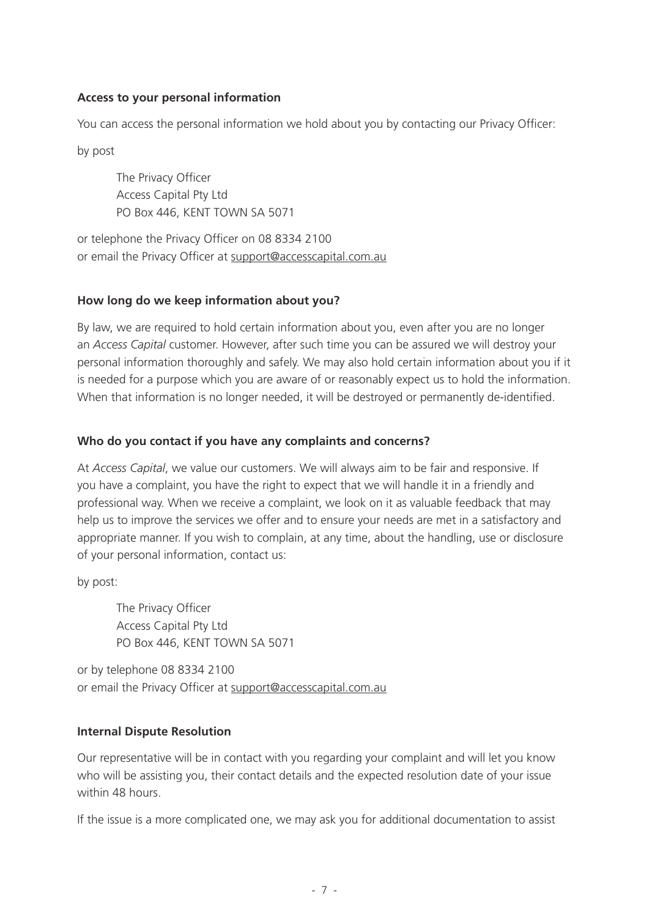**Access to your personal information**

You can access the personal information we hold about you by contacting our Privacy Officer:

by post

> The Privacy Officer
> Access Capital Pty Ltd
> PO Box 446, KENT TOWN SA 5071

or telephone the Privacy Officer on 08 8334 2100
or email the Privacy Officer at support@accesscapital.com.au

**How long do we keep information about you?**

By law, we are required to hold certain information about you, even after you are no longer an *Access Capital* customer. However, after such time you can be assured we will destroy your personal information thoroughly and safely. We may also hold certain information about you if it is needed for a purpose which you are aware of or reasonably expect us to hold the information. When that information is no longer needed, it will be destroyed or permanently de-identified.

**Who do you contact if you have any complaints and concerns?**

At *Access Capital*, we value our customers. We will always aim to be fair and responsive. If you have a complaint, you have the right to expect that we will handle it in a friendly and professional way. When we receive a complaint, we look on it as valuable feedback that may help us to improve the services we offer and to ensure your needs are met in a satisfactory and appropriate manner. If you wish to complain, at any time, about the handling, use or disclosure of your personal information, contact us:

by post:

> The Privacy Officer
> Access Capital Pty Ltd
> PO Box 446, KENT TOWN SA 5071

or by telephone 08 8334 2100
or email the Privacy Officer at support@accesscapital.com.au

**Internal Dispute Resolution**

Our representative will be in contact with you regarding your complaint and will let you know who will be assisting you, their contact details and the expected resolution date of your issue within 48 hours.

If the issue is a more complicated one, we may ask you for additional documentation to assist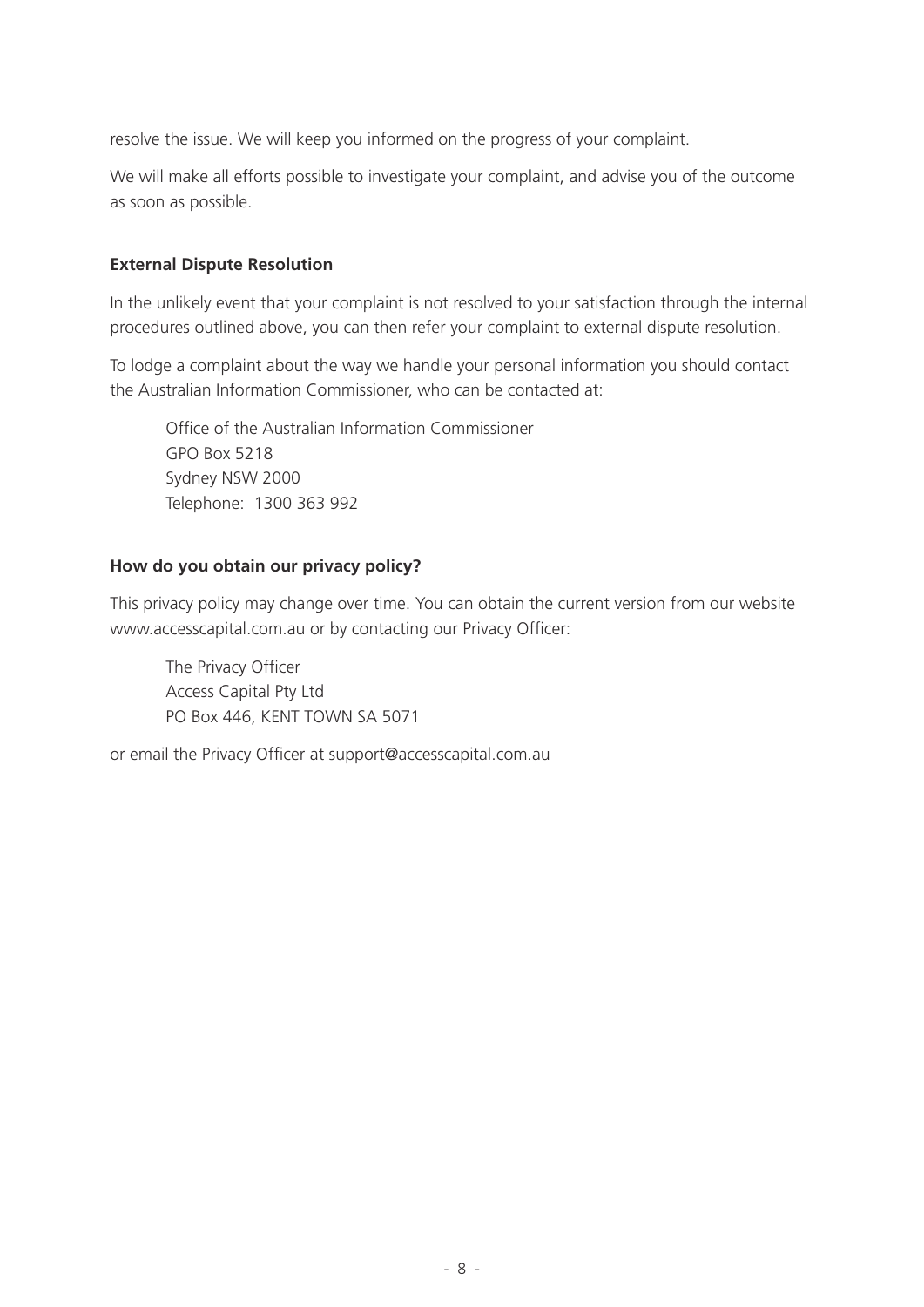resolve the issue. We will keep you informed on the progress of your complaint.

We will make all efforts possible to investigate your complaint, and advise you of the outcome as soon as possible.

**External Dispute Resolution**

In the unlikely event that your complaint is not resolved to your satisfaction through the internal procedures outlined above, you can then refer your complaint to external dispute resolution.

To lodge a complaint about the way we handle your personal information you should contact the Australian Information Commissioner, who can be contacted at:

Office of the Australian Information Commissioner
GPO Box 5218
Sydney NSW 2000
Telephone: 1300 363 992

**How do you obtain our privacy policy?**

This privacy policy may change over time. You can obtain the current version from our website www.accesscapital.com.au or by contacting our Privacy Officer:

The Privacy Officer
Access Capital Pty Ltd
PO Box 446, KENT TOWN SA 5071

or email the Privacy Officer at support@accesscapital.com.au